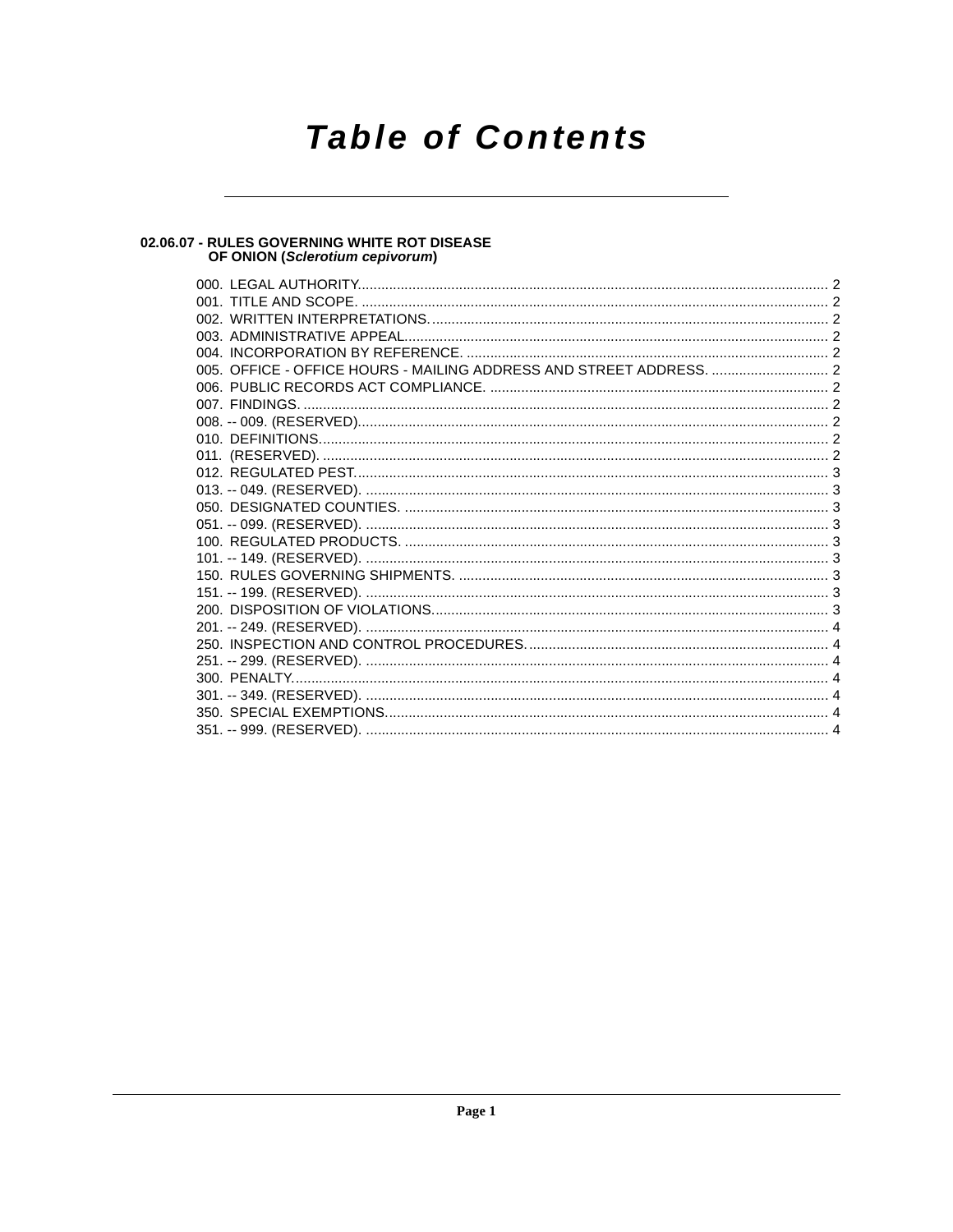# Table of Contents

## 02.06.07 - RULES GOVERNING WHITE ROT DISEASE OF ONION (*Sclerotium cepivorum*)

000. LEGAL AUTHORITY. 2
001. TITLE AND SCOPE. 2
002. WRITTEN INTERPRETATIONS. 2
003. ADMINISTRATIVE APPEAL. 2
004. INCORPORATION BY REFERENCE. 2
005. OFFICE - OFFICE HOURS - MAILING ADDRESS AND STREET ADDRESS. 2
006. PUBLIC RECORDS ACT COMPLIANCE. 2
007. FINDINGS. 2
008. -- 009. (RESERVED). 2
010. DEFINITIONS. 2
011. (RESERVED). 2
012. REGULATED PEST. 3
013. -- 049. (RESERVED). 3
050. DESIGNATED COUNTIES. 3
051. -- 099. (RESERVED). 3
100. REGULATED PRODUCTS. 3
101. -- 149. (RESERVED). 3
150. RULES GOVERNING SHIPMENTS. 3
151. -- 199. (RESERVED). 3
200. DISPOSITION OF VIOLATIONS. 3
201. -- 249. (RESERVED). 4
250. INSPECTION AND CONTROL PROCEDURES. 4
251. -- 299. (RESERVED). 4
300. PENALTY. 4
301. -- 349. (RESERVED). 4
350. SPECIAL EXEMPTIONS. 4
351. -- 999. (RESERVED). 4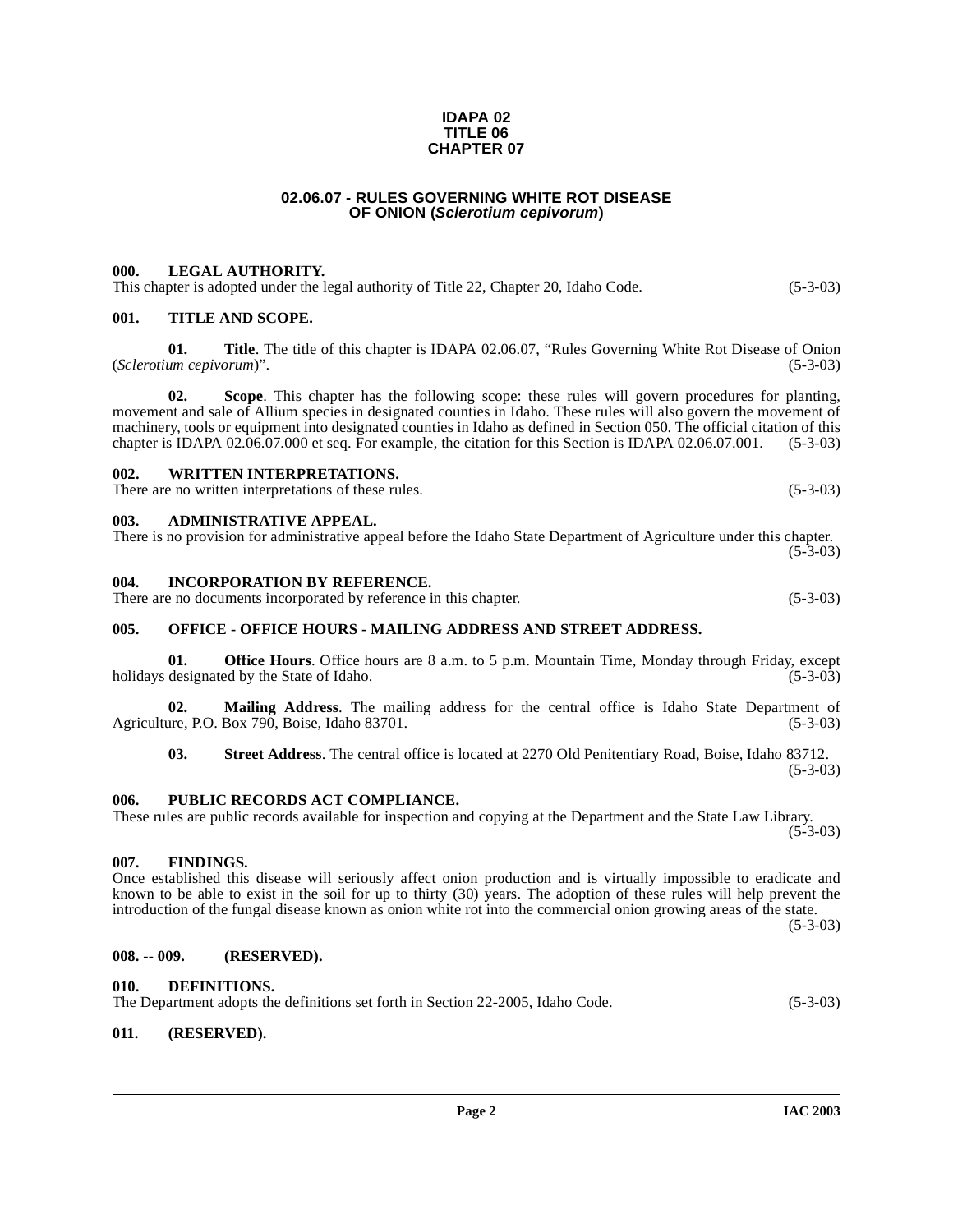**IDAPA 02**
**TITLE 06**
**CHAPTER 07**

# 02.06.07 - RULES GOVERNING WHITE ROT DISEASE OF ONION (*Sclerotium cepivorum*)

### 000. LEGAL AUTHORITY.

This chapter is adopted under the legal authority of Title 22, Chapter 20, Idaho Code. (5-3-03)

### 001. TITLE AND SCOPE.

**01. Title**. The title of this chapter is IDAPA 02.06.07, "Rules Governing White Rot Disease of Onion (*Sclerotium cepivorum*)". (5-3-03)

**02. Scope**. This chapter has the following scope: these rules will govern procedures for planting, movement and sale of Allium species in designated counties in Idaho. These rules will also govern the movement of machinery, tools or equipment into designated counties in Idaho as defined in Section 050. The official citation of this chapter is IDAPA 02.06.07.000 et seq. For example, the citation for this Section is IDAPA 02.06.07.001. (5-3-03)

### 002. WRITTEN INTERPRETATIONS.

There are no written interpretations of these rules. (5-3-03)

### 003. ADMINISTRATIVE APPEAL.

There is no provision for administrative appeal before the Idaho State Department of Agriculture under this chapter. (5-3-03)

### 004. INCORPORATION BY REFERENCE.

There are no documents incorporated by reference in this chapter. (5-3-03)

### 005. OFFICE - OFFICE HOURS - MAILING ADDRESS AND STREET ADDRESS.

**01. Office Hours**. Office hours are 8 a.m. to 5 p.m. Mountain Time, Monday through Friday, except holidays designated by the State of Idaho. (5-3-03)

**02. Mailing Address**. The mailing address for the central office is Idaho State Department of Agriculture, P.O. Box 790, Boise, Idaho 83701. (5-3-03)

**03. Street Address**. The central office is located at 2270 Old Penitentiary Road, Boise, Idaho 83712. (5-3-03)

### 006. PUBLIC RECORDS ACT COMPLIANCE.

These rules are public records available for inspection and copying at the Department and the State Law Library. (5-3-03)

### 007. FINDINGS.

Once established this disease will seriously affect onion production and is virtually impossible to eradicate and known to be able to exist in the soil for up to thirty (30) years. The adoption of these rules will help prevent the introduction of the fungal disease known as onion white rot into the commercial onion growing areas of the state. (5-3-03)

### 008. -- 009. (RESERVED).

### 010. DEFINITIONS.

The Department adopts the definitions set forth in Section 22-2005, Idaho Code. (5-3-03)

### 011. (RESERVED).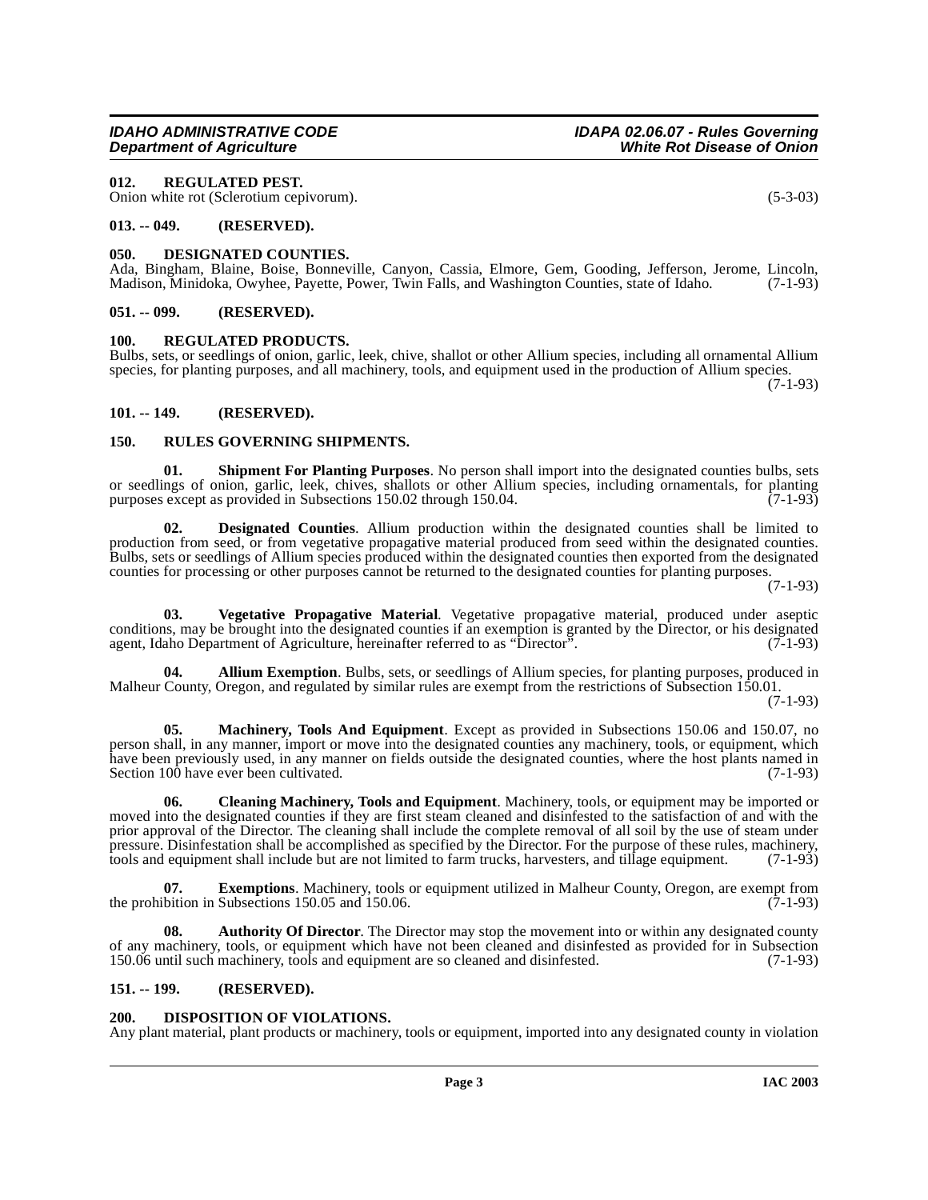### 012. REGULATED PEST.

Onion white rot (Sclerotium cepivorum). (5-3-03)

### 013. -- 049. (RESERVED).

### 050. DESIGNATED COUNTIES.

Ada, Bingham, Blaine, Boise, Bonneville, Canyon, Cassia, Elmore, Gem, Gooding, Jefferson, Jerome, Lincoln, Madison, Minidoka, Owyhee, Payette, Power, Twin Falls, and Washington Counties, state of Idaho. (7-1-93)

### 051. -- 099. (RESERVED).

### 100. REGULATED PRODUCTS.

Bulbs, sets, or seedlings of onion, garlic, leek, chive, shallot or other Allium species, including all ornamental Allium species, for planting purposes, and all machinery, tools, and equipment used in the production of Allium species. (7-1-93)

### 101. -- 149. (RESERVED).

### 150. RULES GOVERNING SHIPMENTS.

**01. Shipment For Planting Purposes**. No person shall import into the designated counties bulbs, sets or seedlings of onion, garlic, leek, chives, shallots or other Allium species, including ornamentals, for planting purposes except as provided in Subsections 150.02 through 150.04. (7-1-93)

**02. Designated Counties**. Allium production within the designated counties shall be limited to production from seed, or from vegetative propagative material produced from seed within the designated counties. Bulbs, sets or seedlings of Allium species produced within the designated counties then exported from the designated counties for processing or other purposes cannot be returned to the designated counties for planting purposes. (7-1-93)

**03. Vegetative Propagative Material**. Vegetative propagative material, produced under aseptic conditions, may be brought into the designated counties if an exemption is granted by the Director, or his designated agent, Idaho Department of Agriculture, hereinafter referred to as "Director". (7-1-93)

**04. Allium Exemption**. Bulbs, sets, or seedlings of Allium species, for planting purposes, produced in Malheur County, Oregon, and regulated by similar rules are exempt from the restrictions of Subsection 150.01. (7-1-93)

**05. Machinery, Tools And Equipment**. Except as provided in Subsections 150.06 and 150.07, no person shall, in any manner, import or move into the designated counties any machinery, tools, or equipment, which have been previously used, in any manner on fields outside the designated counties, where the host plants named in Section 100 have ever been cultivated. (7-1-93)

**06. Cleaning Machinery, Tools and Equipment**. Machinery, tools, or equipment may be imported or moved into the designated counties if they are first steam cleaned and disinfested to the satisfaction of and with the prior approval of the Director. The cleaning shall include the complete removal of all soil by the use of steam under pressure. Disinfestation shall be accomplished as specified by the Director. For the purpose of these rules, machinery, tools and equipment shall include but are not limited to farm trucks, harvesters, and tillage equipment. (7-1-93)

**07. Exemptions**. Machinery, tools or equipment utilized in Malheur County, Oregon, are exempt from the prohibition in Subsections 150.05 and 150.06. (7-1-93)

**08. Authority Of Director**. The Director may stop the movement into or within any designated county of any machinery, tools, or equipment which have not been cleaned and disinfested as provided for in Subsection 150.06 until such machinery, tools and equipment are so cleaned and disinfested. (7-1-93)

### 151. -- 199. (RESERVED).

### 200. DISPOSITION OF VIOLATIONS.

Any plant material, plant products or machinery, tools or equipment, imported into any designated county in violation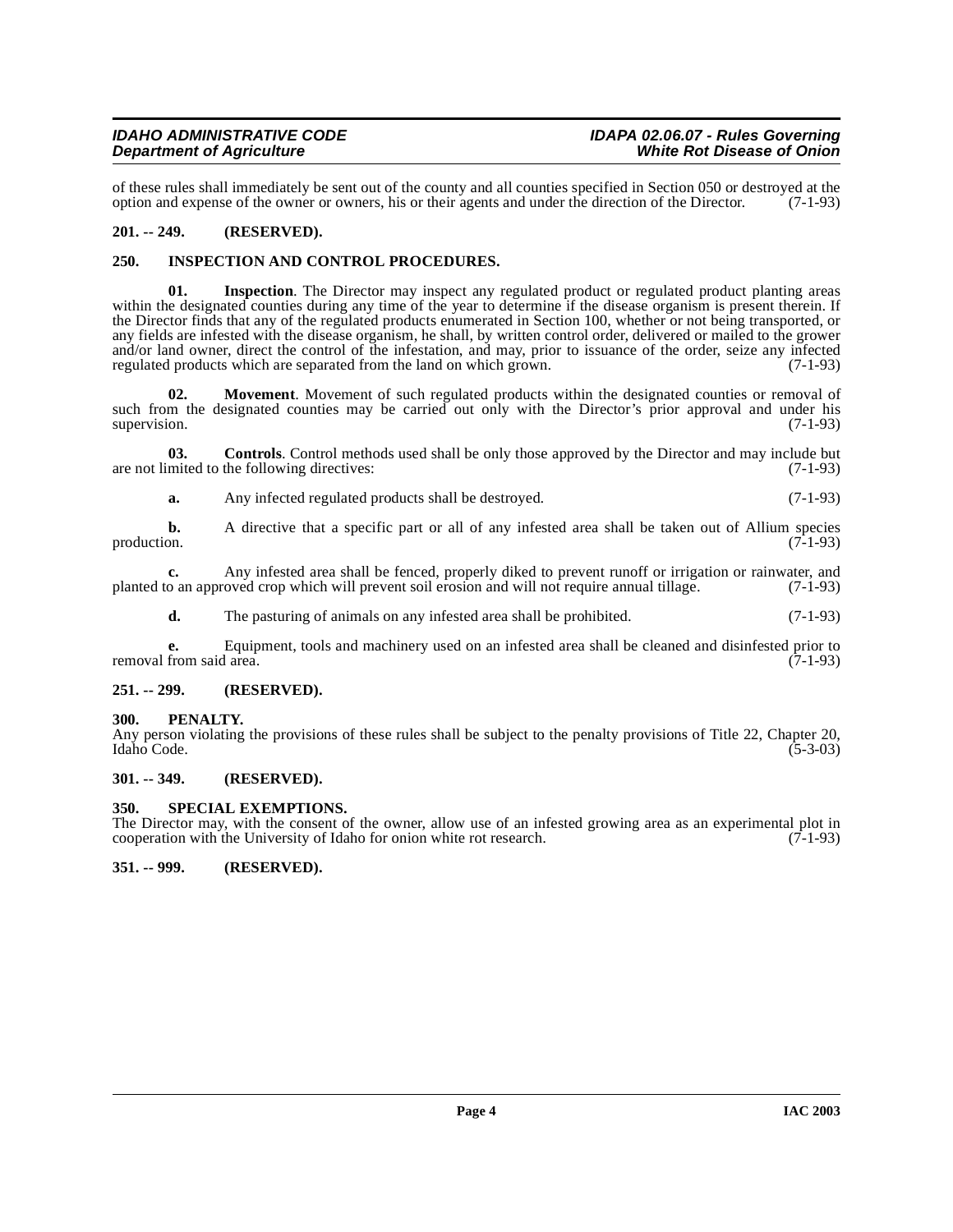of these rules shall immediately be sent out of the county and all counties specified in Section 050 or destroyed at the option and expense of the owner or owners, his or their agents and under the direction of the Director. (7-1-93)

**201. -- 249. (RESERVED).**

**250. INSPECTION AND CONTROL PROCEDURES.**

**01. Inspection**. The Director may inspect any regulated product or regulated product planting areas within the designated counties during any time of the year to determine if the disease organism is present therein. If the Director finds that any of the regulated products enumerated in Section 100, whether or not being transported, or any fields are infested with the disease organism, he shall, by written control order, delivered or mailed to the grower and/or land owner, direct the control of the infestation, and may, prior to issuance of the order, seize any infected regulated products which are separated from the land on which grown. (7-1-93)

**02. Movement**. Movement of such regulated products within the designated counties or removal of such from the designated counties may be carried out only with the Director's prior approval and under his supervision. (7-1-93)

**03. Controls**. Control methods used shall be only those approved by the Director and may include but are not limited to the following directives: (7-1-93)

**a.** Any infected regulated products shall be destroyed. (7-1-93)

**b.** A directive that a specific part or all of any infested area shall be taken out of Allium species production. (7-1-93)

**c.** Any infested area shall be fenced, properly diked to prevent runoff or irrigation or rainwater, and planted to an approved crop which will prevent soil erosion and will not require annual tillage. (7-1-93)

**d.** The pasturing of animals on any infested area shall be prohibited. (7-1-93)

**e.** Equipment, tools and machinery used on an infested area shall be cleaned and disinfested prior to removal from said area. (7-1-93)

**251. -- 299. (RESERVED).**

**300. PENALTY.**

Any person violating the provisions of these rules shall be subject to the penalty provisions of Title 22, Chapter 20, Idaho Code. (5-3-03)

**301. -- 349. (RESERVED).**

**350. SPECIAL EXEMPTIONS.**

The Director may, with the consent of the owner, allow use of an infested growing area as an experimental plot in cooperation with the University of Idaho for onion white rot research. (7-1-93)

**351. -- 999. (RESERVED).**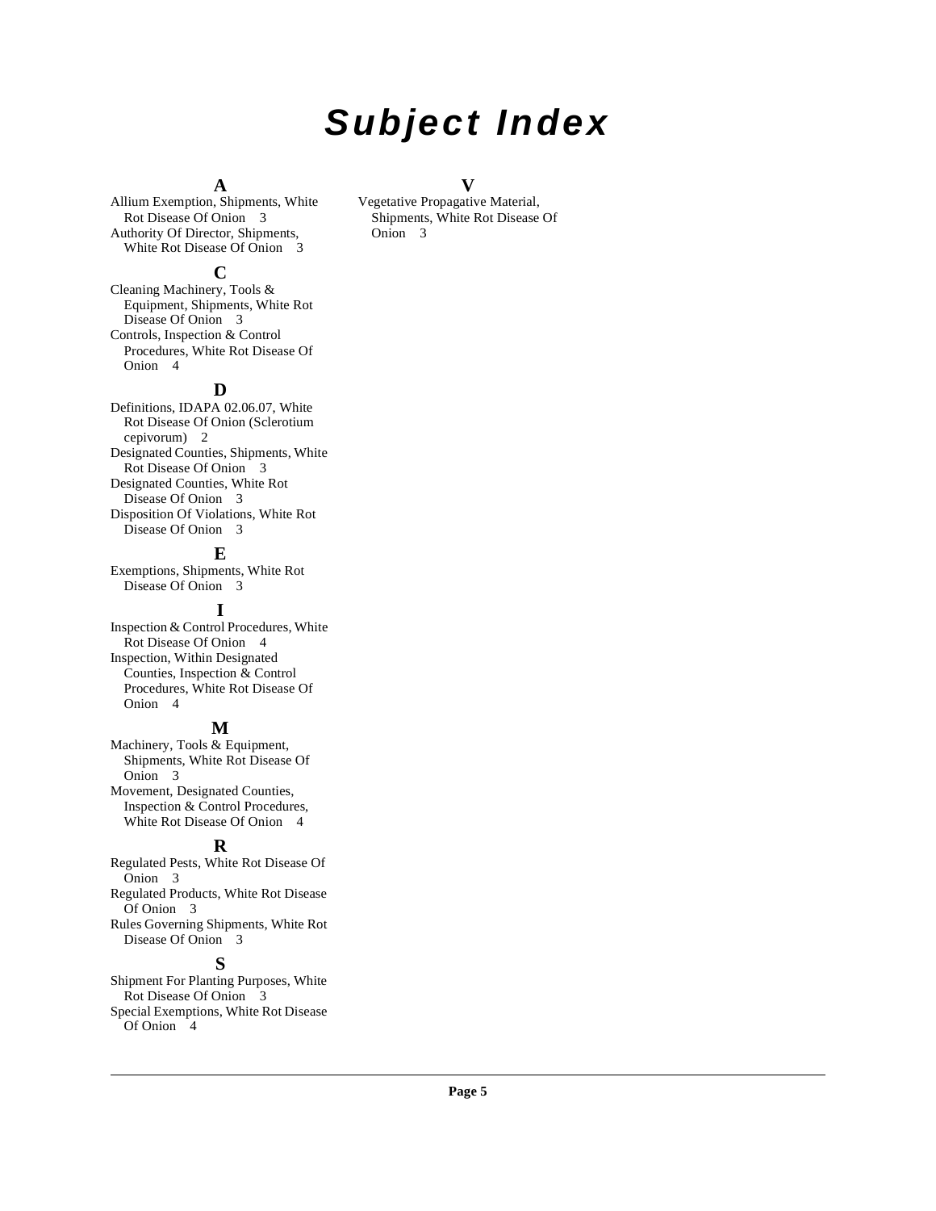# Subject Index

**A**

Allium Exemption, Shipments, White Rot Disease Of Onion 3
Authority Of Director, Shipments, White Rot Disease Of Onion 3

**C**

Cleaning Machinery, Tools & Equipment, Shipments, White Rot Disease Of Onion 3
Controls, Inspection & Control Procedures, White Rot Disease Of Onion 4

**D**

Definitions, IDAPA 02.06.07, White Rot Disease Of Onion (Sclerotium cepivorum) 2
Designated Counties, Shipments, White Rot Disease Of Onion 3
Designated Counties, White Rot Disease Of Onion 3
Disposition Of Violations, White Rot Disease Of Onion 3

**E**

Exemptions, Shipments, White Rot Disease Of Onion 3

**I**

Inspection & Control Procedures, White Rot Disease Of Onion 4
Inspection, Within Designated Counties, Inspection & Control Procedures, White Rot Disease Of Onion 4

**M**

Machinery, Tools & Equipment, Shipments, White Rot Disease Of Onion 3
Movement, Designated Counties, Inspection & Control Procedures, White Rot Disease Of Onion 4

**R**

Regulated Pests, White Rot Disease Of Onion 3
Regulated Products, White Rot Disease Of Onion 3
Rules Governing Shipments, White Rot Disease Of Onion 3

**S**

Shipment For Planting Purposes, White Rot Disease Of Onion 3
Special Exemptions, White Rot Disease Of Onion 4

**V**

Vegetative Propagative Material, Shipments, White Rot Disease Of Onion 3